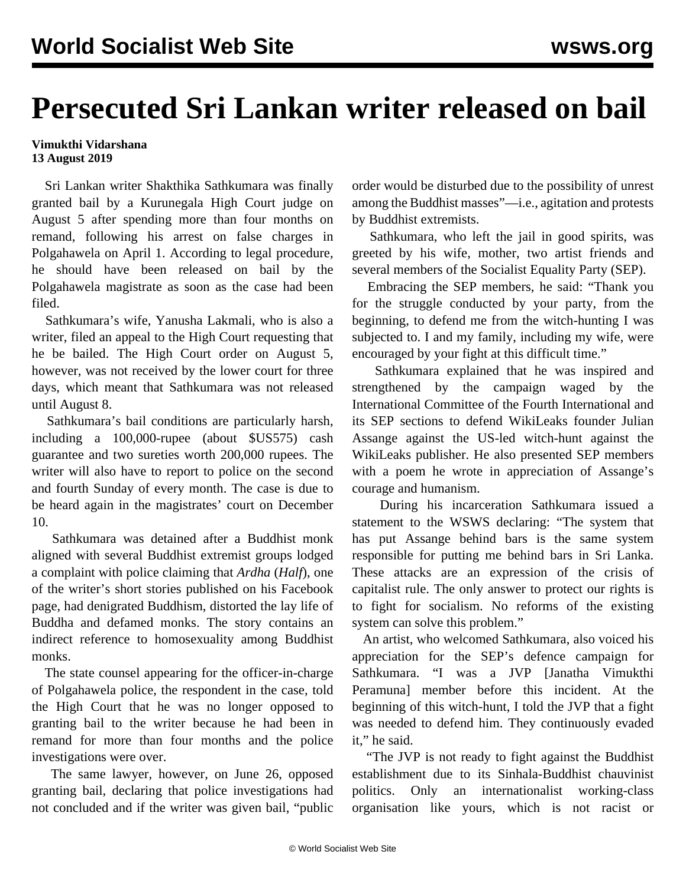# Persecuted Sri Lankan writer released on bail

**Vimukthi Vidarshana**
**13 August 2019**

Sri Lankan writer Shakthika Sathkumara was finally granted bail by a Kurunegala High Court judge on August 5 after spending more than four months on remand, following his arrest on false charges in Polgahawela on April 1. According to legal procedure, he should have been released on bail by the Polgahawela magistrate as soon as the case had been filed.

Sathkumara's wife, Yanusha Lakmali, who is also a writer, filed an appeal to the High Court requesting that he be bailed. The High Court order on August 5, however, was not received by the lower court for three days, which meant that Sathkumara was not released until August 8.

Sathkumara's bail conditions are particularly harsh, including a 100,000-rupee (about $US575) cash guarantee and two sureties worth 200,000 rupees. The writer will also have to report to police on the second and fourth Sunday of every month. The case is due to be heard again in the magistrates' court on December 10.

Sathkumara was detained after a Buddhist monk aligned with several Buddhist extremist groups lodged a complaint with police claiming that *Ardha* (*Half*), one of the writer's short stories published on his Facebook page, had denigrated Buddhism, distorted the lay life of Buddha and defamed monks. The story contains an indirect reference to homosexuality among Buddhist monks.

The state counsel appearing for the officer-in-charge of Polgahawela police, the respondent in the case, told the High Court that he was no longer opposed to granting bail to the writer because he had been in remand for more than four months and the police investigations were over.

The same lawyer, however, on June 26, opposed granting bail, declaring that police investigations had not concluded and if the writer was given bail, "public order would be disturbed due to the possibility of unrest among the Buddhist masses"—i.e., agitation and protests by Buddhist extremists.

Sathkumara, who left the jail in good spirits, was greeted by his wife, mother, two artist friends and several members of the Socialist Equality Party (SEP).

Embracing the SEP members, he said: "Thank you for the struggle conducted by your party, from the beginning, to defend me from the witch-hunting I was subjected to. I and my family, including my wife, were encouraged by your fight at this difficult time."

Sathkumara explained that he was inspired and strengthened by the campaign waged by the International Committee of the Fourth International and its SEP sections to defend WikiLeaks founder Julian Assange against the US-led witch-hunt against the WikiLeaks publisher. He also presented SEP members with a poem he wrote in appreciation of Assange's courage and humanism.

During his incarceration Sathkumara issued a statement to the WSWS declaring: "The system that has put Assange behind bars is the same system responsible for putting me behind bars in Sri Lanka. These attacks are an expression of the crisis of capitalist rule. The only answer to protect our rights is to fight for socialism. No reforms of the existing system can solve this problem."

An artist, who welcomed Sathkumara, also voiced his appreciation for the SEP's defence campaign for Sathkumara. "I was a JVP [Janatha Vimukthi Peramuna] member before this incident. At the beginning of this witch-hunt, I told the JVP that a fight was needed to defend him. They continuously evaded it," he said.

"The JVP is not ready to fight against the Buddhist establishment due to its Sinhala-Buddhist chauvinist politics. Only an internationalist working-class organisation like yours, which is not racist or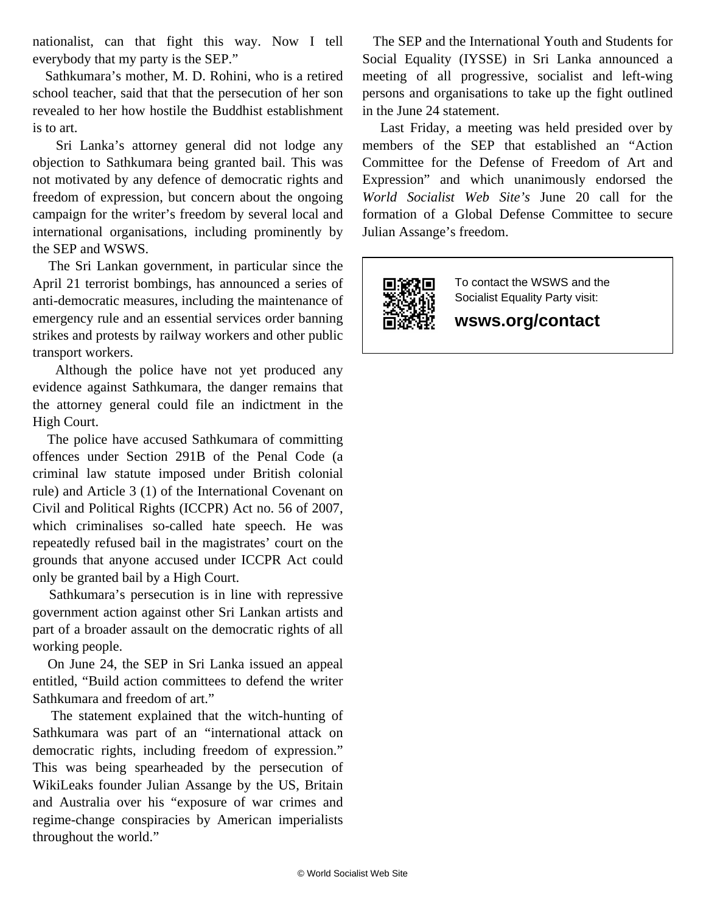nationalist, can that fight this way. Now I tell everybody that my party is the SEP."

Sathkumara's mother, M. D. Rohini, who is a retired school teacher, said that that the persecution of her son revealed to her how hostile the Buddhist establishment is to art.

Sri Lanka's attorney general did not lodge any objection to Sathkumara being granted bail. This was not motivated by any defence of democratic rights and freedom of expression, but concern about the ongoing campaign for the writer's freedom by several local and international organisations, including prominently by the SEP and WSWS.

The Sri Lankan government, in particular since the April 21 terrorist bombings, has announced a series of anti-democratic measures, including the maintenance of emergency rule and an essential services order banning strikes and protests by railway workers and other public transport workers.

Although the police have not yet produced any evidence against Sathkumara, the danger remains that the attorney general could file an indictment in the High Court.

The police have accused Sathkumara of committing offences under Section 291B of the Penal Code (a criminal law statute imposed under British colonial rule) and Article 3 (1) of the International Covenant on Civil and Political Rights (ICCPR) Act no. 56 of 2007, which criminalises so-called hate speech. He was repeatedly refused bail in the magistrates' court on the grounds that anyone accused under ICCPR Act could only be granted bail by a High Court.

Sathkumara's persecution is in line with repressive government action against other Sri Lankan artists and part of a broader assault on the democratic rights of all working people.

On June 24, the SEP in Sri Lanka issued an appeal entitled, "Build action committees to defend the writer Sathkumara and freedom of art."

The statement explained that the witch-hunting of Sathkumara was part of an "international attack on democratic rights, including freedom of expression." This was being spearheaded by the persecution of WikiLeaks founder Julian Assange by the US, Britain and Australia over his "exposure of war crimes and regime-change conspiracies by American imperialists throughout the world."

The SEP and the International Youth and Students for Social Equality (IYSSE) in Sri Lanka announced a meeting of all progressive, socialist and left-wing persons and organisations to take up the fight outlined in the June 24 statement.

Last Friday, a meeting was held presided over by members of the SEP that established an "Action Committee for the Defense of Freedom of Art and Expression" and which unanimously endorsed the *World Socialist Web Site's* June 20 call for the formation of a Global Defense Committee to secure Julian Assange's freedom.

To contact the WSWS and the Socialist Equality Party visit:

**wsws.org/contact**